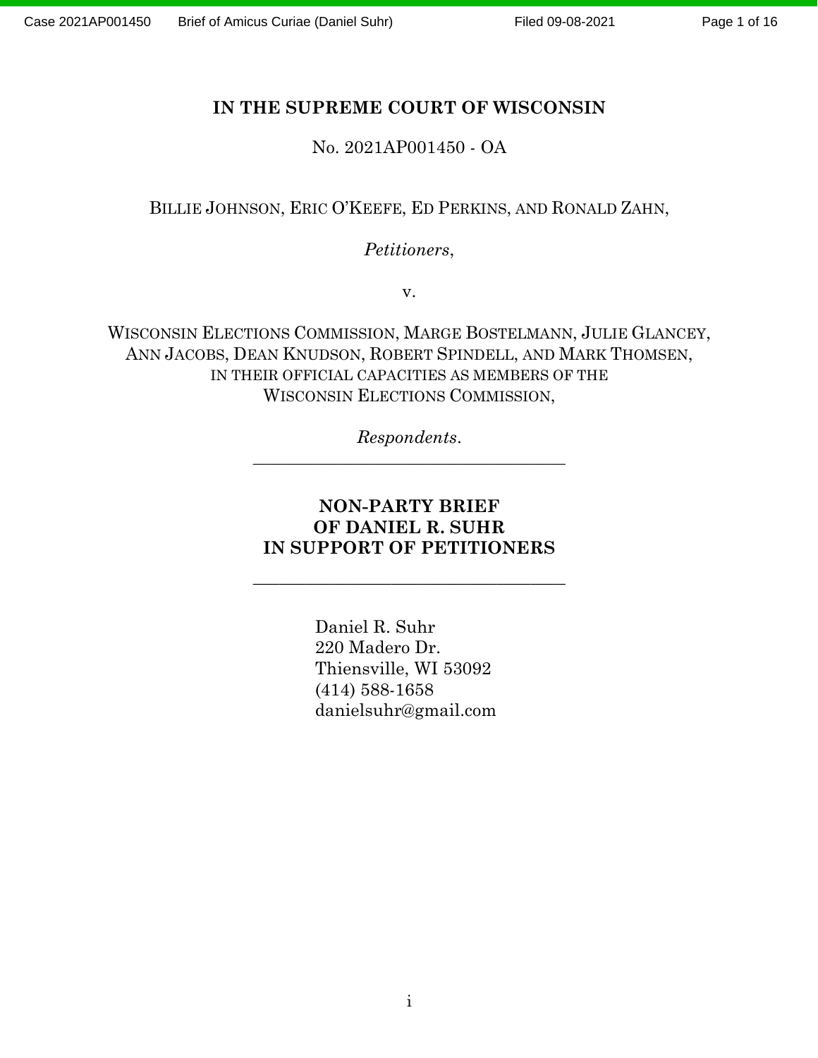# IN THE SUPREME COURT OF WISCONSIN

No. 2021AP001450 - OA

BILLIE JOHNSON, ERIC O'KEEFE, ED PERKINS, AND RONALD ZAHN,

*Petitioners*,

v.

WISCONSIN ELECTIONS COMMISSION, MARGE BOSTELMANN, JULIE GLANCEY, ANN JACOBS, DEAN KNUDSON, ROBERT SPINDELL, AND MARK THOMSEN, IN THEIR OFFICIAL CAPACITIES AS MEMBERS OF THE WISCONSIN ELECTIONS COMMISSION,

*Respondents*.

---

**NON-PARTY BRIEF OF DANIEL R. SUHR IN SUPPORT OF PETITIONERS**

---

Daniel R. Suhr
220 Madero Dr.
Thiensville, WI 53092
(414) 588-1658
danielsuhr@gmail.com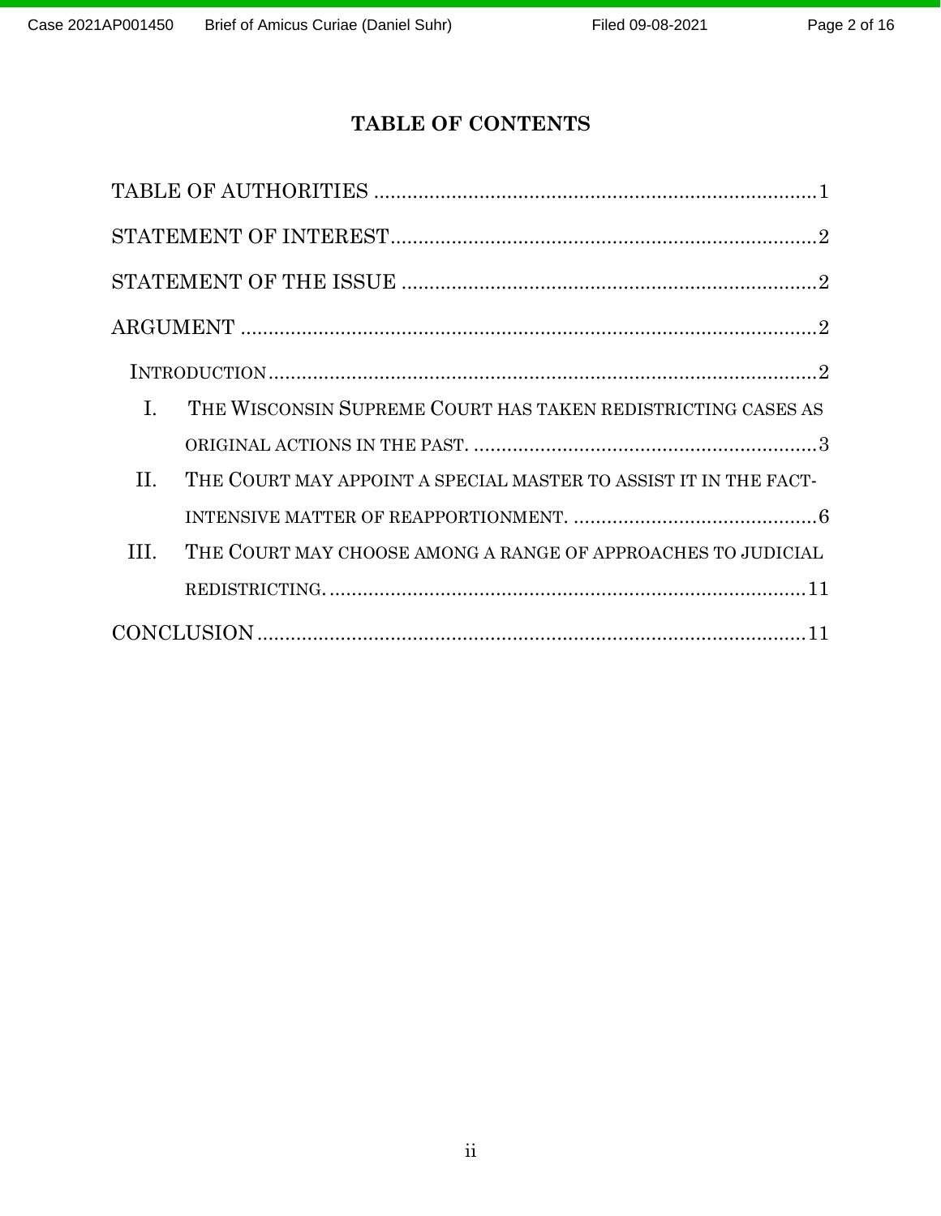# TABLE OF CONTENTS

TABLE OF AUTHORITIES .............................................................................. 1

STATEMENT OF INTEREST ............................................................................ 2

STATEMENT OF THE ISSUE .......................................................................... 2

ARGUMENT ........................................................................................................ 2

INTRODUCTION ..................................................................................................... 2

I. THE WISCONSIN SUPREME COURT HAS TAKEN REDISTRICTING CASES AS ORIGINAL ACTIONS IN THE PAST. .............................................................. 3

II. THE COURT MAY APPOINT A SPECIAL MASTER TO ASSIST IT IN THE FACT-INTENSIVE MATTER OF REAPPORTIONMENT. ............................................ 6

III. THE COURT MAY CHOOSE AMONG A RANGE OF APPROACHES TO JUDICIAL REDISTRICTING. ........................................................................................ 11

CONCLUSION .................................................................................................. 11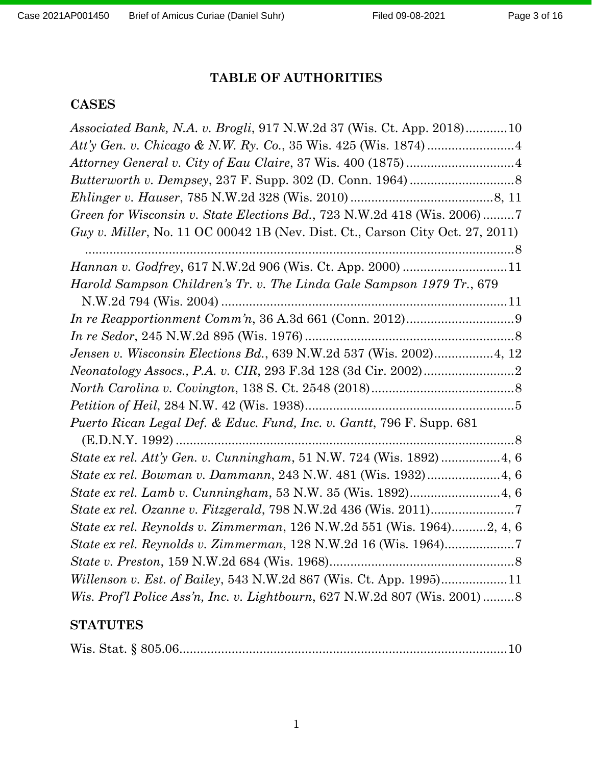# TABLE OF AUTHORITIES

## CASES

*Associated Bank, N.A. v. Brogli*, 917 N.W.2d 37 (Wis. Ct. App. 2018)............10

*Att'y Gen. v. Chicago & N.W. Ry. Co.*, 35 Wis. 425 (Wis. 1874).........................4

*Attorney General v. City of Eau Claire*, 37 Wis. 400 (1875)...............................4

*Butterworth v. Dempsey*, 237 F. Supp. 302 (D. Conn. 1964)..............................8

*Ehlinger v. Hauser*, 785 N.W.2d 328 (Wis. 2010).........................................8, 11

*Green for Wisconsin v. State Elections Bd.*, 723 N.W.2d 418 (Wis. 2006).........7

*Guy v. Miller*, No. 11 OC 00042 1B (Nev. Dist. Ct., Carson City Oct. 27, 2011) ..........................................................................................................................8

*Hannan v. Godfrey*, 617 N.W.2d 906 (Wis. Ct. App. 2000).............................11

*Harold Sampson Children's Tr. v. The Linda Gale Sampson 1979 Tr.*, 679 N.W.2d 794 (Wis. 2004)..................................................................................11

*In re Reapportionment Comm'n*, 36 A.3d 661 (Conn. 2012)...............................9

*In re Sedor*, 245 N.W.2d 895 (Wis. 1976)............................................................8

*Jensen v. Wisconsin Elections Bd.*, 639 N.W.2d 537 (Wis. 2002)................4, 12

*Neonatology Assocs., P.A. v. CIR*, 293 F.3d 128 (3d Cir. 2002)..........................2

*North Carolina v. Covington*, 138 S. Ct. 2548 (2018).........................................8

*Petition of Heil*, 284 N.W. 42 (Wis. 1938)............................................................5

*Puerto Rican Legal Def. & Educ. Fund, Inc. v. Gantt*, 796 F. Supp. 681 (E.D.N.Y. 1992)..................................................................................................8

*State ex rel. Att'y Gen. v. Cunningham*, 51 N.W. 724 (Wis. 1892)................4, 6

*State ex rel. Bowman v. Dammann*, 243 N.W. 481 (Wis. 1932)....................4, 6

*State ex rel. Lamb v. Cunningham*, 53 N.W. 35 (Wis. 1892)..........................4, 6

*State ex rel. Ozanne v. Fitzgerald*, 798 N.W.2d 436 (Wis. 2011)........................7

*State ex rel. Reynolds v. Zimmerman*, 126 N.W.2d 551 (Wis. 1964)..........2, 4, 6

*State ex rel. Reynolds v. Zimmerman*, 128 N.W.2d 16 (Wis. 1964)....................7

*State v. Preston*, 159 N.W.2d 684 (Wis. 1968).....................................................8

*Willenson v. Est. of Bailey*, 543 N.W.2d 867 (Wis. Ct. App. 1995)..................11

*Wis. Prof'l Police Ass'n, Inc. v. Lightbourn*, 627 N.W.2d 807 (Wis. 2001).........8

## STATUTES

Wis. Stat. § 805.06................................................................................................10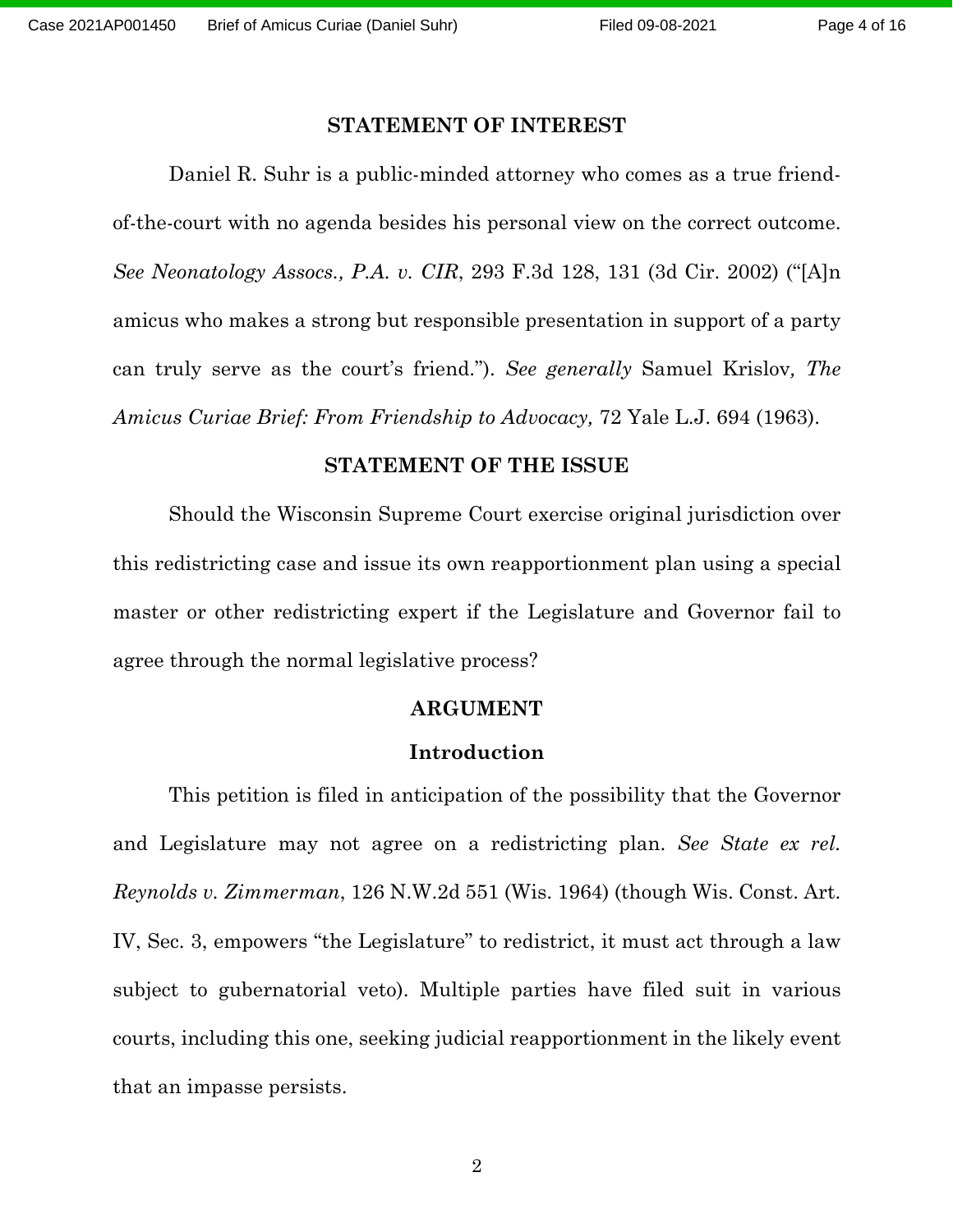## STATEMENT OF INTEREST

Daniel R. Suhr is a public-minded attorney who comes as a true friend-of-the-court with no agenda besides his personal view on the correct outcome. *See Neonatology Assocs., P.A. v. CIR*, 293 F.3d 128, 131 (3d Cir. 2002) ("[A]n amicus who makes a strong but responsible presentation in support of a party can truly serve as the court's friend."). *See generally* Samuel Krislov, *The Amicus Curiae Brief: From Friendship to Advocacy,* 72 Yale L.J. 694 (1963).

## STATEMENT OF THE ISSUE

Should the Wisconsin Supreme Court exercise original jurisdiction over this redistricting case and issue its own reapportionment plan using a special master or other redistricting expert if the Legislature and Governor fail to agree through the normal legislative process?

## ARGUMENT

### Introduction

This petition is filed in anticipation of the possibility that the Governor and Legislature may not agree on a redistricting plan. *See State ex rel. Reynolds v. Zimmerman*, 126 N.W.2d 551 (Wis. 1964) (though Wis. Const. Art. IV, Sec. 3, empowers "the Legislature" to redistrict, it must act through a law subject to gubernatorial veto). Multiple parties have filed suit in various courts, including this one, seeking judicial reapportionment in the likely event that an impasse persists.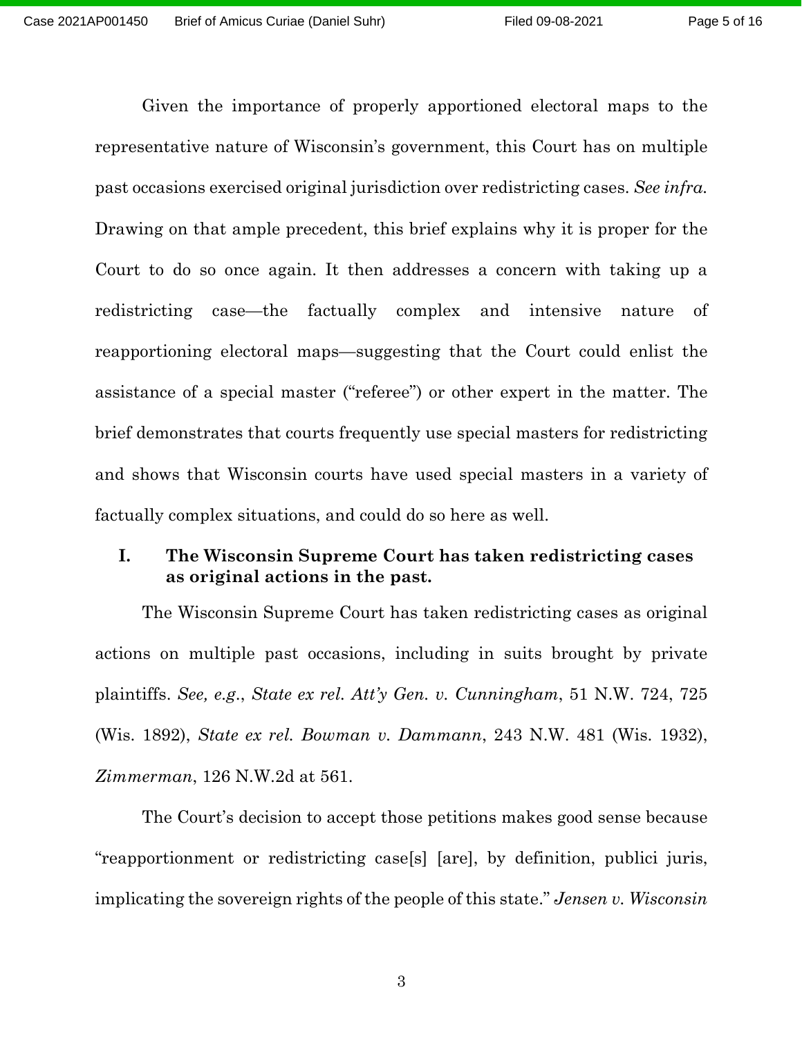Given the importance of properly apportioned electoral maps to the representative nature of Wisconsin's government, this Court has on multiple past occasions exercised original jurisdiction over redistricting cases. *See infra.* Drawing on that ample precedent, this brief explains why it is proper for the Court to do so once again. It then addresses a concern with taking up a redistricting case—the factually complex and intensive nature of reapportioning electoral maps—suggesting that the Court could enlist the assistance of a special master ("referee") or other expert in the matter. The brief demonstrates that courts frequently use special masters for redistricting and shows that Wisconsin courts have used special masters in a variety of factually complex situations, and could do so here as well.

## I. The Wisconsin Supreme Court has taken redistricting cases as original actions in the past.

The Wisconsin Supreme Court has taken redistricting cases as original actions on multiple past occasions, including in suits brought by private plaintiffs. *See, e.g.*, *State ex rel. Att'y Gen. v. Cunningham*, 51 N.W. 724, 725 (Wis. 1892), *State ex rel. Bowman v. Dammann*, 243 N.W. 481 (Wis. 1932), *Zimmerman*, 126 N.W.2d at 561.

The Court's decision to accept those petitions makes good sense because "reapportionment or redistricting case[s] [are], by definition, publici juris, implicating the sovereign rights of the people of this state." *Jensen v. Wisconsin*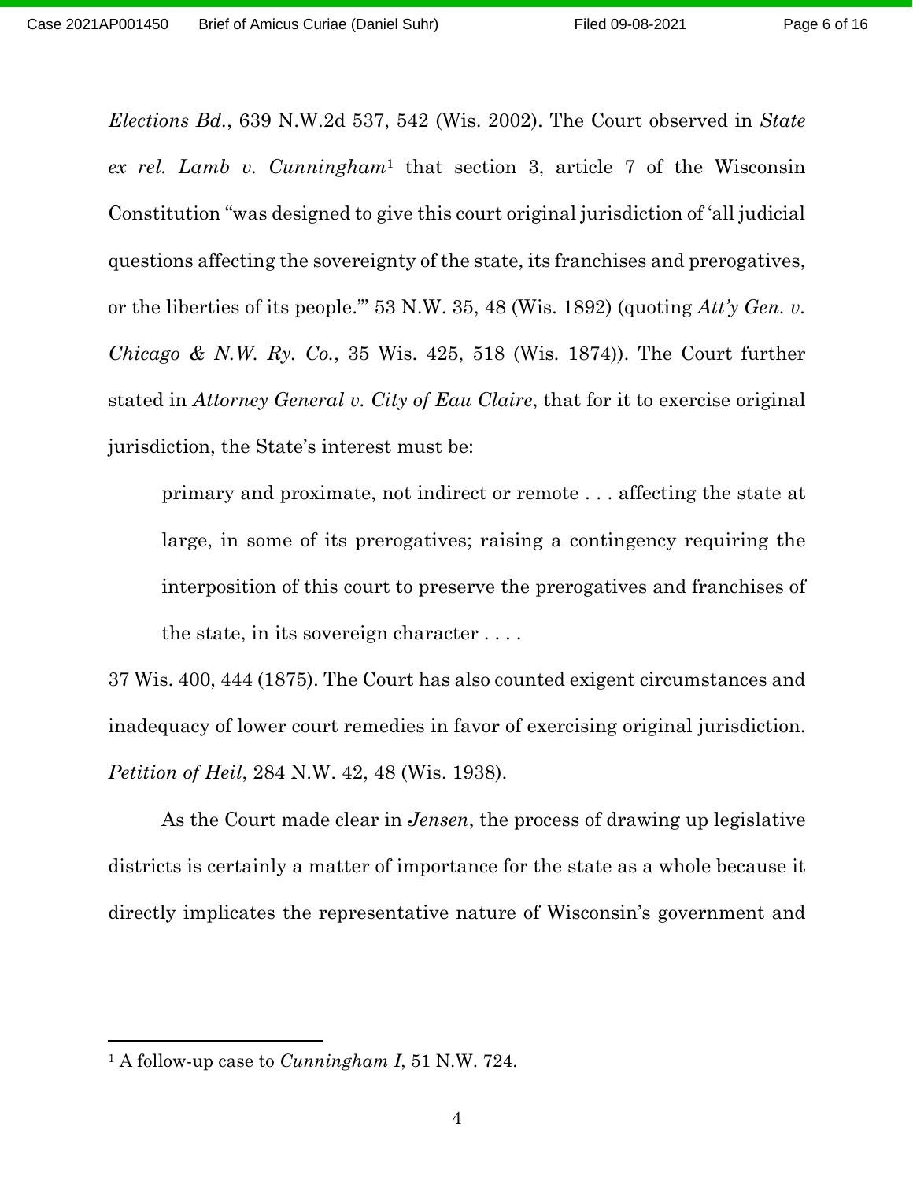*Elections Bd.*, 639 N.W.2d 537, 542 (Wis. 2002). The Court observed in *State ex rel. Lamb v. Cunningham*[1] that section 3, article 7 of the Wisconsin Constitution "was designed to give this court original jurisdiction of 'all judicial questions affecting the sovereignty of the state, its franchises and prerogatives, or the liberties of its people.'" 53 N.W. 35, 48 (Wis. 1892) (quoting *Att'y Gen. v. Chicago & N.W. Ry. Co.*, 35 Wis. 425, 518 (Wis. 1874)). The Court further stated in *Attorney General v. City of Eau Claire*, that for it to exercise original jurisdiction, the State's interest must be:

> primary and proximate, not indirect or remote . . . affecting the state at large, in some of its prerogatives; raising a contingency requiring the interposition of this court to preserve the prerogatives and franchises of the state, in its sovereign character . . . .

37 Wis. 400, 444 (1875). The Court has also counted exigent circumstances and inadequacy of lower court remedies in favor of exercising original jurisdiction. *Petition of Heil*, 284 N.W. 42, 48 (Wis. 1938).

As the Court made clear in *Jensen*, the process of drawing up legislative districts is certainly a matter of importance for the state as a whole because it directly implicates the representative nature of Wisconsin's government and

---

[1] A follow-up case to *Cunningham I*, 51 N.W. 724.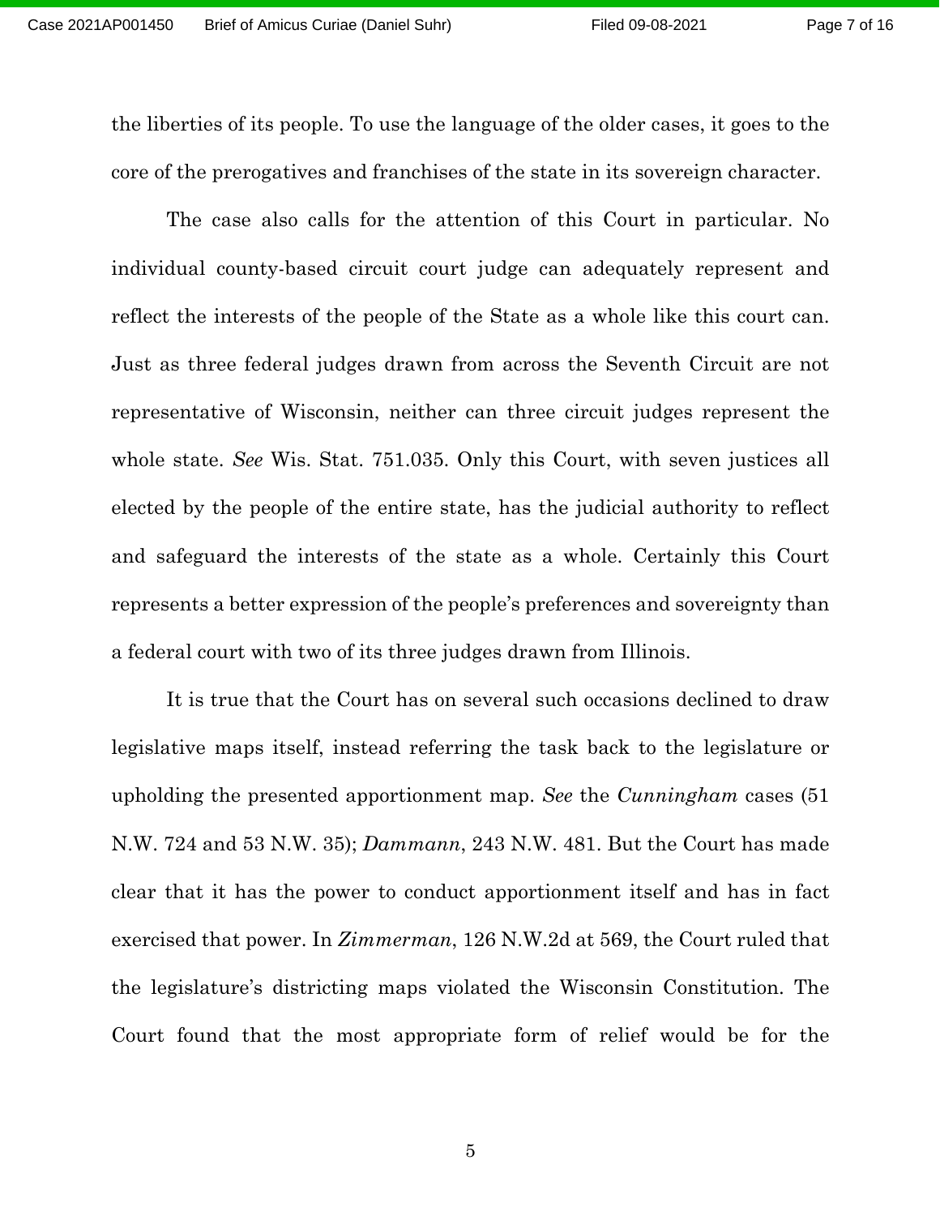the liberties of its people. To use the language of the older cases, it goes to the core of the prerogatives and franchises of the state in its sovereign character.

The case also calls for the attention of this Court in particular. No individual county-based circuit court judge can adequately represent and reflect the interests of the people of the State as a whole like this court can. Just as three federal judges drawn from across the Seventh Circuit are not representative of Wisconsin, neither can three circuit judges represent the whole state. *See* Wis. Stat. 751.035. Only this Court, with seven justices all elected by the people of the entire state, has the judicial authority to reflect and safeguard the interests of the state as a whole. Certainly this Court represents a better expression of the people's preferences and sovereignty than a federal court with two of its three judges drawn from Illinois.

It is true that the Court has on several such occasions declined to draw legislative maps itself, instead referring the task back to the legislature or upholding the presented apportionment map. *See* the *Cunningham* cases (51 N.W. 724 and 53 N.W. 35); *Dammann*, 243 N.W. 481. But the Court has made clear that it has the power to conduct apportionment itself and has in fact exercised that power. In *Zimmerman*, 126 N.W.2d at 569, the Court ruled that the legislature's districting maps violated the Wisconsin Constitution. The Court found that the most appropriate form of relief would be for the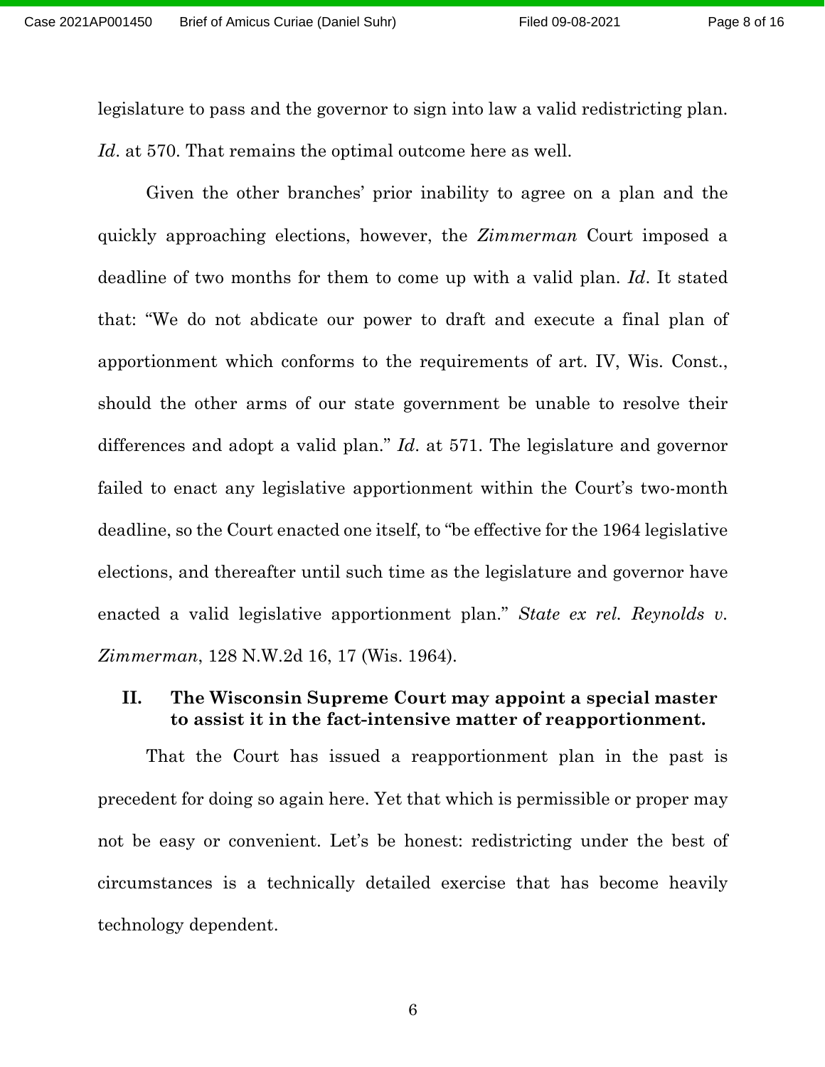legislature to pass and the governor to sign into law a valid redistricting plan. *Id*. at 570. That remains the optimal outcome here as well.

Given the other branches' prior inability to agree on a plan and the quickly approaching elections, however, the *Zimmerman* Court imposed a deadline of two months for them to come up with a valid plan. *Id*. It stated that: "We do not abdicate our power to draft and execute a final plan of apportionment which conforms to the requirements of art. IV, Wis. Const., should the other arms of our state government be unable to resolve their differences and adopt a valid plan." *Id*. at 571. The legislature and governor failed to enact any legislative apportionment within the Court's two-month deadline, so the Court enacted one itself, to "be effective for the 1964 legislative elections, and thereafter until such time as the legislature and governor have enacted a valid legislative apportionment plan." *State ex rel. Reynolds v. Zimmerman*, 128 N.W.2d 16, 17 (Wis. 1964).

## II. The Wisconsin Supreme Court may appoint a special master to assist it in the fact-intensive matter of reapportionment.

That the Court has issued a reapportionment plan in the past is precedent for doing so again here. Yet that which is permissible or proper may not be easy or convenient. Let's be honest: redistricting under the best of circumstances is a technically detailed exercise that has become heavily technology dependent.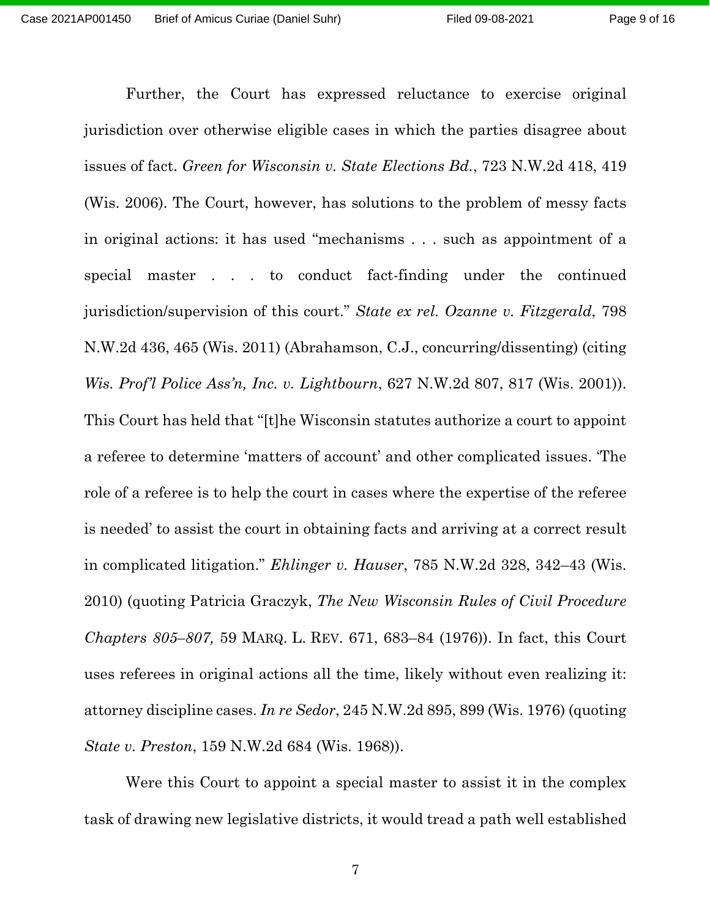Further, the Court has expressed reluctance to exercise original jurisdiction over otherwise eligible cases in which the parties disagree about issues of fact. *Green for Wisconsin v. State Elections Bd.*, 723 N.W.2d 418, 419 (Wis. 2006). The Court, however, has solutions to the problem of messy facts in original actions: it has used "mechanisms . . . such as appointment of a special master . . . to conduct fact-finding under the continued jurisdiction/supervision of this court." *State ex rel. Ozanne v. Fitzgerald*, 798 N.W.2d 436, 465 (Wis. 2011) (Abrahamson, C.J., concurring/dissenting) (citing *Wis. Prof'l Police Ass'n, Inc. v. Lightbourn*, 627 N.W.2d 807, 817 (Wis. 2001)). This Court has held that "[t]he Wisconsin statutes authorize a court to appoint a referee to determine 'matters of account' and other complicated issues. 'The role of a referee is to help the court in cases where the expertise of the referee is needed' to assist the court in obtaining facts and arriving at a correct result in complicated litigation." *Ehlinger v. Hauser*, 785 N.W.2d 328, 342–43 (Wis. 2010) (quoting Patricia Graczyk, *The New Wisconsin Rules of Civil Procedure Chapters 805–807,* 59 MARQ. L. REV. 671, 683–84 (1976)). In fact, this Court uses referees in original actions all the time, likely without even realizing it: attorney discipline cases. *In re Sedor*, 245 N.W.2d 895, 899 (Wis. 1976) (quoting *State v. Preston*, 159 N.W.2d 684 (Wis. 1968)).

Were this Court to appoint a special master to assist it in the complex task of drawing new legislative districts, it would tread a path well established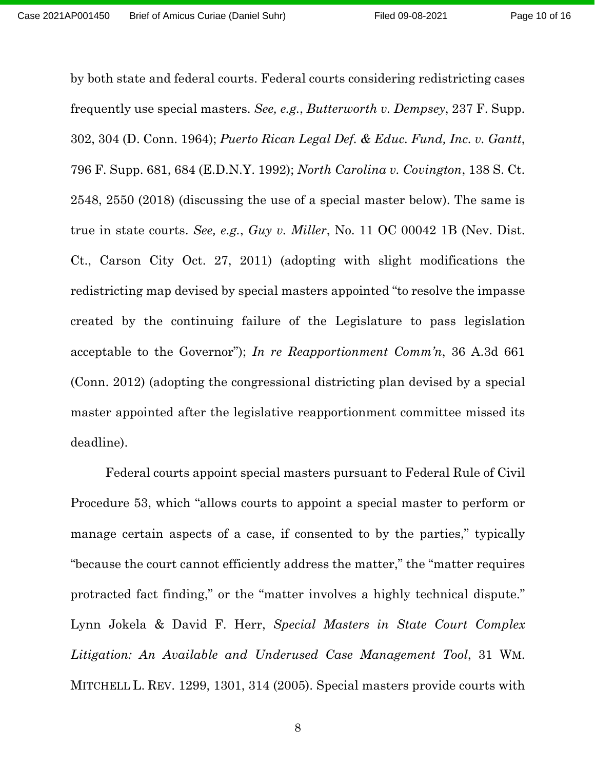by both state and federal courts. Federal courts considering redistricting cases frequently use special masters. *See, e.g.*, *Butterworth v. Dempsey*, 237 F. Supp. 302, 304 (D. Conn. 1964); *Puerto Rican Legal Def. & Educ. Fund, Inc. v. Gantt*, 796 F. Supp. 681, 684 (E.D.N.Y. 1992); *North Carolina v. Covington*, 138 S. Ct. 2548, 2550 (2018) (discussing the use of a special master below). The same is true in state courts. *See, e.g.*, *Guy v. Miller*, No. 11 OC 00042 1B (Nev. Dist. Ct., Carson City Oct. 27, 2011) (adopting with slight modifications the redistricting map devised by special masters appointed "to resolve the impasse created by the continuing failure of the Legislature to pass legislation acceptable to the Governor"); *In re Reapportionment Comm'n*, 36 A.3d 661 (Conn. 2012) (adopting the congressional districting plan devised by a special master appointed after the legislative reapportionment committee missed its deadline).

Federal courts appoint special masters pursuant to Federal Rule of Civil Procedure 53, which "allows courts to appoint a special master to perform or manage certain aspects of a case, if consented to by the parties," typically "because the court cannot efficiently address the matter," the "matter requires protracted fact finding," or the "matter involves a highly technical dispute." Lynn Jokela & David F. Herr, *Special Masters in State Court Complex Litigation: An Available and Underused Case Management Tool*, 31 WM. MITCHELL L. REV. 1299, 1301, 314 (2005). Special masters provide courts with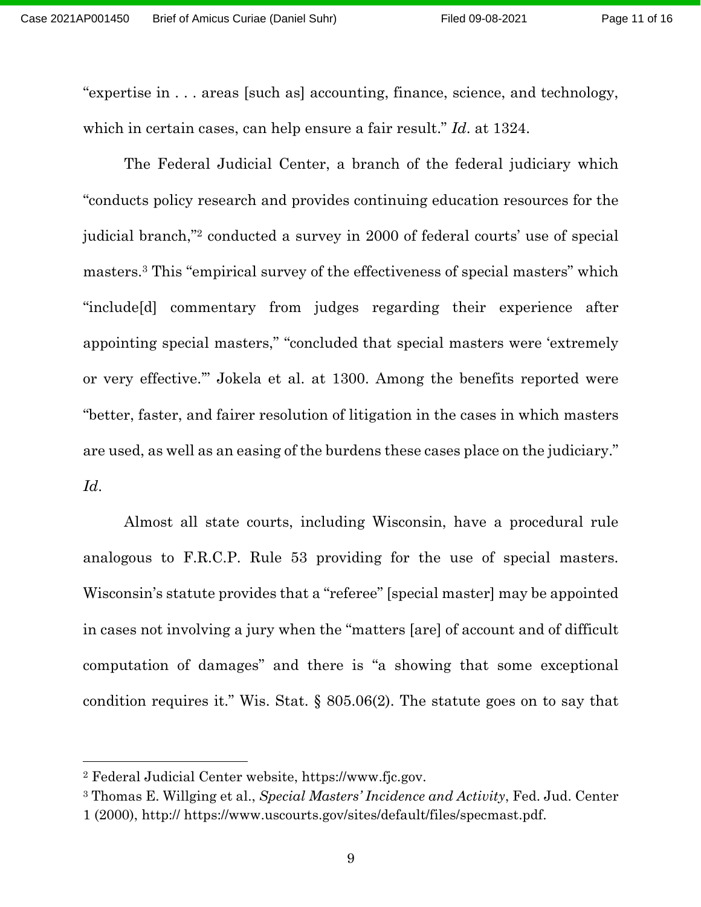"expertise in . . . areas [such as] accounting, finance, science, and technology, which in certain cases, can help ensure a fair result." *Id*. at 1324.

The Federal Judicial Center, a branch of the federal judiciary which "conducts policy research and provides continuing education resources for the judicial branch,"[2] conducted a survey in 2000 of federal courts' use of special masters.[3] This "empirical survey of the effectiveness of special masters" which "include[d] commentary from judges regarding their experience after appointing special masters," "concluded that special masters were 'extremely or very effective.'" Jokela et al. at 1300. Among the benefits reported were "better, faster, and fairer resolution of litigation in the cases in which masters are used, as well as an easing of the burdens these cases place on the judiciary." *Id*.

Almost all state courts, including Wisconsin, have a procedural rule analogous to F.R.C.P. Rule 53 providing for the use of special masters. Wisconsin's statute provides that a "referee" [special master] may be appointed in cases not involving a jury when the "matters [are] of account and of difficult computation of damages" and there is "a showing that some exceptional condition requires it." Wis. Stat. § 805.06(2). The statute goes on to say that

---

[2] Federal Judicial Center website, https://www.fjc.gov.

[3] Thomas E. Willging et al., *Special Masters' Incidence and Activity*, Fed. Jud. Center 1 (2000), http:// https://www.uscourts.gov/sites/default/files/specmast.pdf.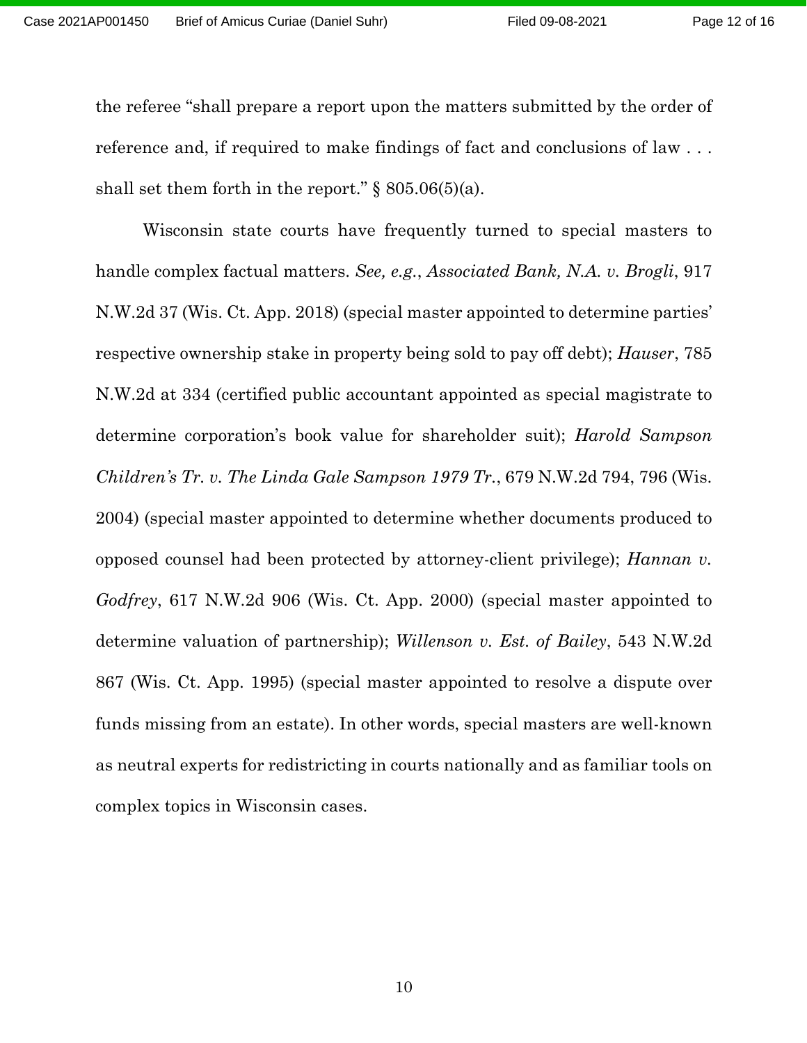the referee "shall prepare a report upon the matters submitted by the order of reference and, if required to make findings of fact and conclusions of law . . . shall set them forth in the report." § 805.06(5)(a).

Wisconsin state courts have frequently turned to special masters to handle complex factual matters. *See, e.g.*, *Associated Bank, N.A. v. Brogli*, 917 N.W.2d 37 (Wis. Ct. App. 2018) (special master appointed to determine parties' respective ownership stake in property being sold to pay off debt); *Hauser*, 785 N.W.2d at 334 (certified public accountant appointed as special magistrate to determine corporation's book value for shareholder suit); *Harold Sampson Children's Tr. v. The Linda Gale Sampson 1979 Tr.*, 679 N.W.2d 794, 796 (Wis. 2004) (special master appointed to determine whether documents produced to opposed counsel had been protected by attorney-client privilege); *Hannan v. Godfrey*, 617 N.W.2d 906 (Wis. Ct. App. 2000) (special master appointed to determine valuation of partnership); *Willenson v. Est. of Bailey*, 543 N.W.2d 867 (Wis. Ct. App. 1995) (special master appointed to resolve a dispute over funds missing from an estate). In other words, special masters are well-known as neutral experts for redistricting in courts nationally and as familiar tools on complex topics in Wisconsin cases.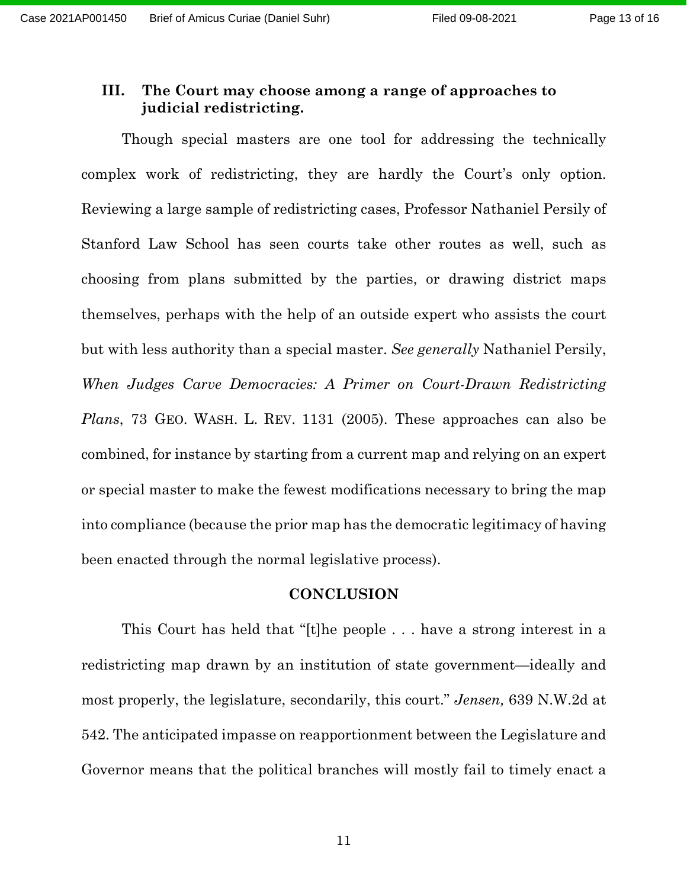## III. The Court may choose among a range of approaches to judicial redistricting.

Though special masters are one tool for addressing the technically complex work of redistricting, they are hardly the Court's only option. Reviewing a large sample of redistricting cases, Professor Nathaniel Persily of Stanford Law School has seen courts take other routes as well, such as choosing from plans submitted by the parties, or drawing district maps themselves, perhaps with the help of an outside expert who assists the court but with less authority than a special master. *See generally* Nathaniel Persily, *When Judges Carve Democracies: A Primer on Court-Drawn Redistricting Plans*, 73 GEO. WASH. L. REV. 1131 (2005). These approaches can also be combined, for instance by starting from a current map and relying on an expert or special master to make the fewest modifications necessary to bring the map into compliance (because the prior map has the democratic legitimacy of having been enacted through the normal legislative process).

## CONCLUSION

This Court has held that "[t]he people . . . have a strong interest in a redistricting map drawn by an institution of state government—ideally and most properly, the legislature, secondarily, this court." *Jensen,* 639 N.W.2d at 542. The anticipated impasse on reapportionment between the Legislature and Governor means that the political branches will mostly fail to timely enact a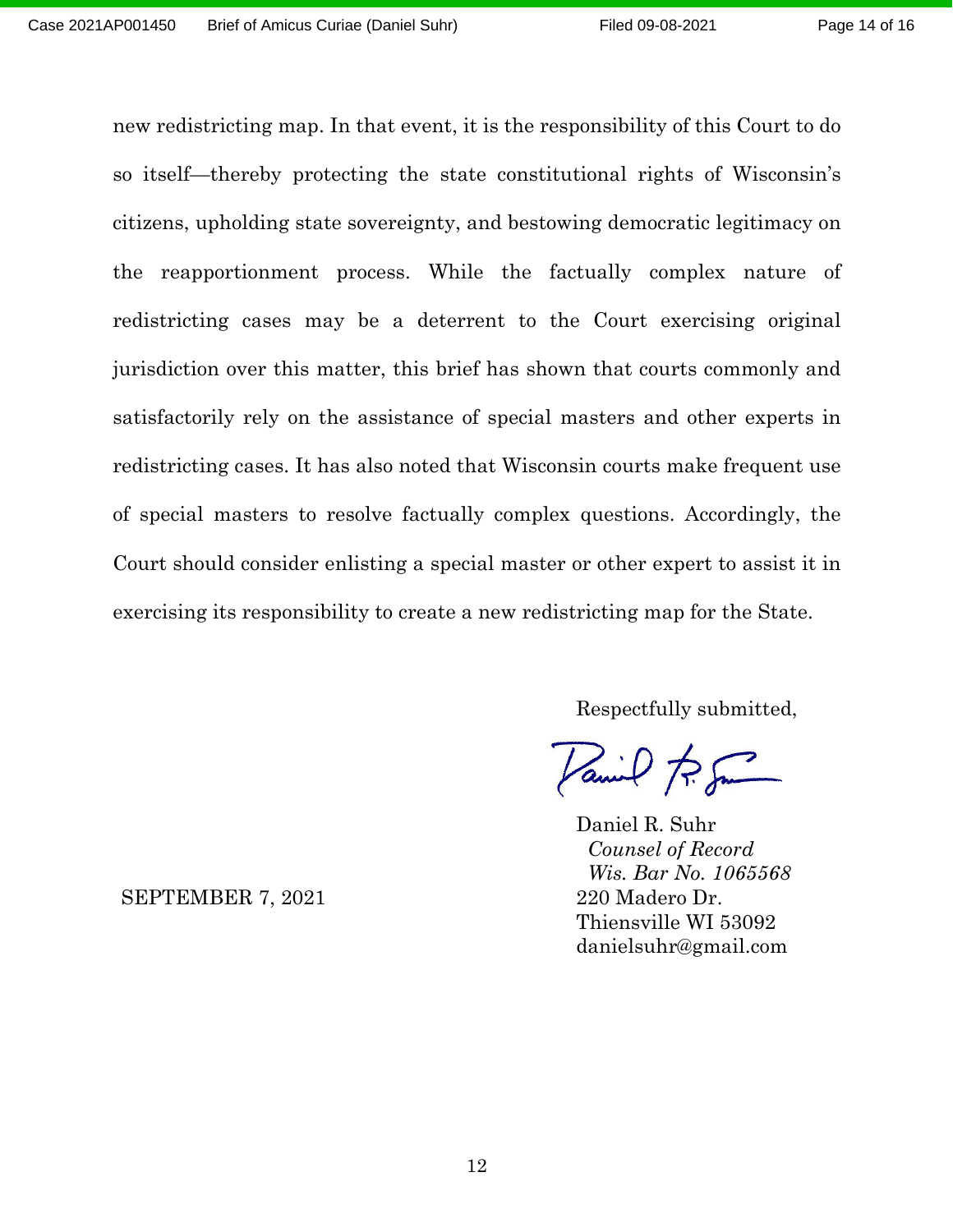new redistricting map. In that event, it is the responsibility of this Court to do so itself—thereby protecting the state constitutional rights of Wisconsin's citizens, upholding state sovereignty, and bestowing democratic legitimacy on the reapportionment process. While the factually complex nature of redistricting cases may be a deterrent to the Court exercising original jurisdiction over this matter, this brief has shown that courts commonly and satisfactorily rely on the assistance of special masters and other experts in redistricting cases. It has also noted that Wisconsin courts make frequent use of special masters to resolve factually complex questions. Accordingly, the Court should consider enlisting a special master or other expert to assist it in exercising its responsibility to create a new redistricting map for the State.

Respectfully submitted,

Daniel R. Suhr
*Counsel of Record*
*Wis. Bar No. 1065568*
220 Madero Dr.
Thiensville WI 53092
danielsuhr@gmail.com

SEPTEMBER 7, 2021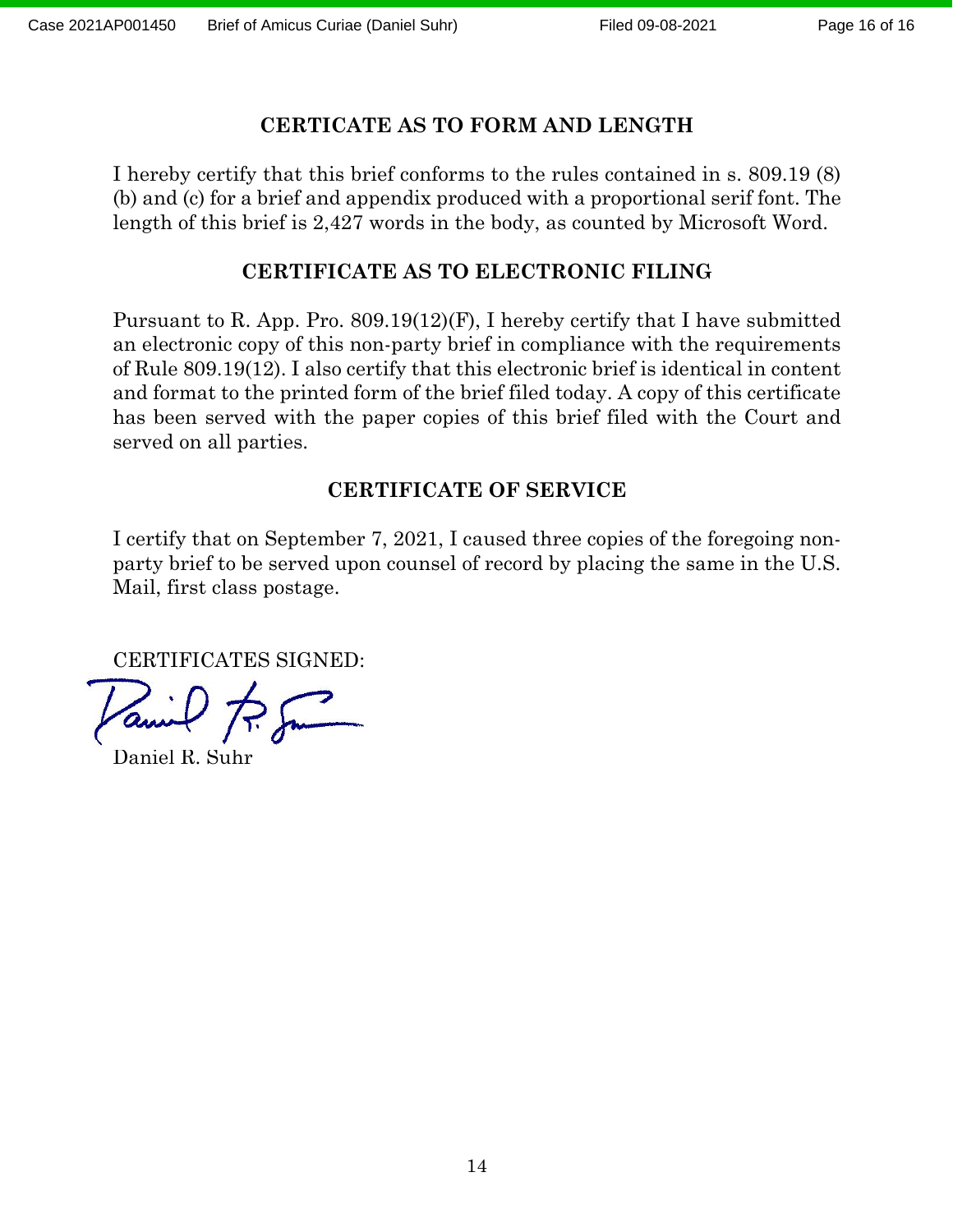## CERTICATE AS TO FORM AND LENGTH

I hereby certify that this brief conforms to the rules contained in s. 809.19 (8) (b) and (c) for a brief and appendix produced with a proportional serif font. The length of this brief is 2,427 words in the body, as counted by Microsoft Word.

## CERTIFICATE AS TO ELECTRONIC FILING

Pursuant to R. App. Pro. 809.19(12)(F), I hereby certify that I have submitted an electronic copy of this non-party brief in compliance with the requirements of Rule 809.19(12). I also certify that this electronic brief is identical in content and format to the printed form of the brief filed today. A copy of this certificate has been served with the paper copies of this brief filed with the Court and served on all parties.

## CERTIFICATE OF SERVICE

I certify that on September 7, 2021, I caused three copies of the foregoing non-party brief to be served upon counsel of record by placing the same in the U.S. Mail, first class postage.

CERTIFICATES SIGNED:

Daniel R. Suhr